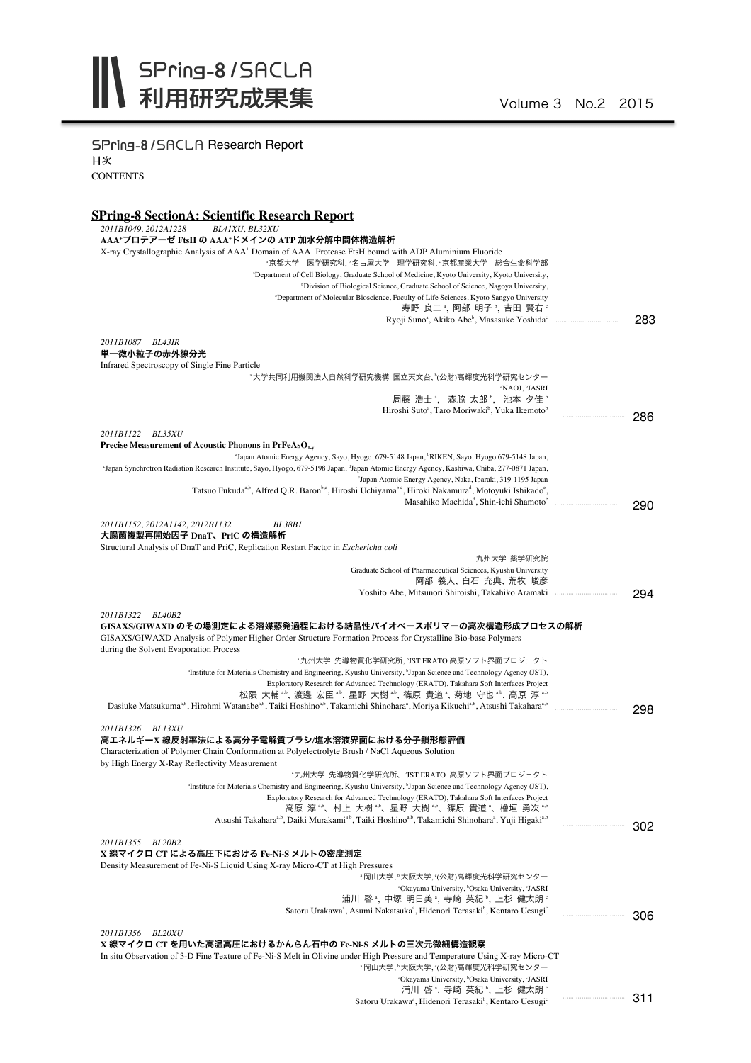# SPring-8 / SACLA 利用研究成果集

Volume 3 No.2 2015

SPring-8 / SACLA Research Report

目次

CONTENTS

## SPring-8 SectionA: Scientific Research Report

*2011B1049, 2012A1228 BL41XU, BL32XU*

**AAA$^+$プロテアーゼ FtsH の AAA$^+$ドメインの ATP 加水分解中間体構造解析**

X-ray Crystallographic Analysis of AAA$^+$ Domain of AAA$^+$ Protease FtsH bound with ADP Aluminium Fluoride

[a]京都大学 医学研究科, [b]名古屋大学 理学研究科, [c]京都産業大学 総合生命科学部

[a]Department of Cell Biology, Graduate School of Medicine, Kyoto University, Kyoto University, [b]Division of Biological Science, Graduate School of Science, Nagoya University, [c]Department of Molecular Bioscience, Faculty of Life Sciences, Kyoto Sangyo University

寿野 良二[a], 阿部 明子[b], 吉田 賢右[c]

Ryoji Suno[a], Akiko Abe[b], Masasuke Yoshida[c] ..... 283

*2011B1087 BL43IR*

**単一微小粒子の赤外線分光**

Infrared Spectroscopy of Single Fine Particle

[a]大学共同利用機関法人自然科学研究機構 国立天文台, [b](公財)高輝度光科学研究センター

[a]NAOJ, [b]JASRI

周藤 浩士[a], 森脇 太郎[b], 池本 夕佳[b]

Hiroshi Suto[a], Taro Moriwaki[b], Yuka Ikemoto[b] ..... 286

*2011B1122 BL35XU*

**Precise Measurement of Acoustic Phonons in $PrFeAsO_{1-y}$**

[a]Japan Atomic Energy Agency, Sayo, Hyogo, 679-5148 Japan, [b]RIKEN, Sayo, Hyogo 679-5148 Japan, [c]Japan Synchrotron Radiation Research Institute, Sayo, Hyogo, 679-5198 Japan, [d]Japan Atomic Energy Agency, Kashiwa, Chiba, 277-0871 Japan, [e]Japan Atomic Energy Agency, Naka, Ibaraki, 319-1195 Japan

Tatsuo Fukuda[a,b], Alfred Q.R. Baron[b,c], Hiroshi Uchiyama[b,c], Hiroki Nakamura[d], Motoyuki Ishikado[c], Masahiko Machida[d], Shin-ichi Shamoto[e] ..... 290

*2011B1152, 2012A1142, 2012B1132 BL38B1*

**大腸菌複製再開始因子 DnaT、PriC の構造解析**

Structural Analysis of DnaT and PriC, Replication Restart Factor in *Eschericha coli*

九州大学 薬学研究院

Graduate School of Pharmaceutical Sciences, Kyushu University

阿部 義人, 白石 充典, 荒牧 峻彦

Yoshito Abe, Mitsunori Shiroishi, Takahiko Aramaki ..... 294

*2011B1322 BL40B2*

**GISAXS/GIWAXD のその場測定による溶媒蒸発過程における結晶性バイオベースポリマーの高次構造形成プロセスの解析**

GISAXS/GIWAXD Analysis of Polymer Higher Order Structure Formation Process for Crystalline Bio-base Polymers during the Solvent Evaporation Process

[a]九州大学 先導物質化学研究所, [b]JST ERATO 高原ソフト界面プロジェクト

[a]Institute for Materials Chemistry and Engineering, Kyushu University, [b]Japan Science and Technology Agency (JST), Exploratory Research for Advanced Technology (ERATO), Takahara Soft Interfaces Project

松隈 大輔[a,b], 渡邊 宏臣[a,b], 星野 大樹[a,b], 篠原 貴道[a], 菊地 守也[a,b], 高原 淳[a,b]

Dasiuke Matsukuma[a,b], Hirohmi Watanabe[a,b], Taiki Hoshino[a,b], Takamichi Shinohara[a], Moriya Kikuchi[a,b], Atsushi Takahara[a,b] ..... 298

*2011B1326 BL13XU*

**高エネルギーX 線反射率法による高分子電解質ブラシ/塩水溶液界面における分子鎖形態評価**

Characterization of Polymer Chain Conformation at Polyelectrolyte Brush / NaCl Aqueous Solution by High Energy X-Ray Reflectivity Measurement

[a]九州大学 先導物質化学研究所、[b]JST ERATO 高原ソフト界面プロジェクト

[a]Institute for Materials Chemistry and Engineering, Kyushu University, [b]Japan Science and Technology Agency (JST), Exploratory Research for Advanced Technology (ERATO), Takahara Soft Interfaces Project

高原 淳[a,b]、村上 大樹[a,b]、星野 大樹[a,b]、篠原 貴道[a]、檜垣 勇次[a,b]

Atsushi Takahara[a,b], Daiki Murakami[a,b], Taiki Hoshino[a,b], Takamichi Shinohara[a], Yuji Higaki[a,b] ..... 302

*2011B1355 BL20B2*

**X 線マイクロ CT による高圧下における Fe-Ni-S メルトの密度測定**

Density Measurement of Fe-Ni-S Liquid Using X-ray Micro-CT at High Pressures

[a]岡山大学, [b]大阪大学, [c](公財)高輝度光科学研究センター

[a]Okayama University, [b]Osaka University, [c]JASRI

浦川 啓[a], 中塚 明日美[a], 寺崎 英紀[b], 上杉 健太朗[c]

Satoru Urakawa[a], Asumi Nakatsuka[a], Hidenori Terasaki[b], Kentaro Uesugi[c] ..... 306

*2011B1356 BL20XU*

**X 線マイクロ CT を用いた高温高圧におけるかんらん石中の Fe-Ni-S メルトの三次元微細構造観察**

In situ Observation of 3-D Fine Texture of Fe-Ni-S Melt in Olivine under High Pressure and Temperature Using X-ray Micro-CT

[a]岡山大学, [b]大阪大学, [c](公財)高輝度光科学研究センター

[a]Okayama University, [b]Osaka University, [c]JASRI

浦川 啓[a], 寺崎 英紀[b], 上杉 健太朗[c]

Satoru Urakawa[a], Hidenori Terasaki[b], Kentaro Uesugi[c] ..... 311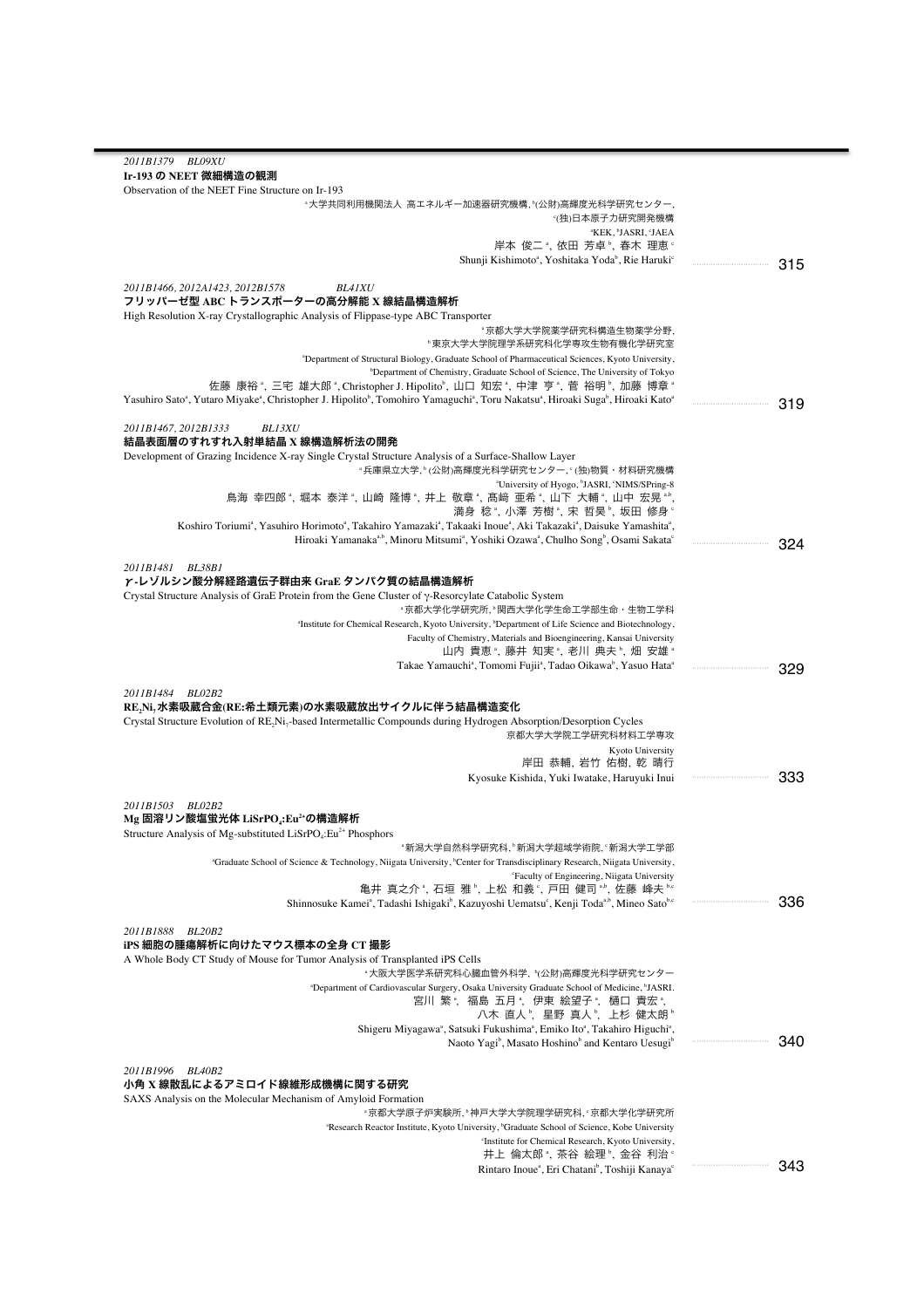*2011B1379　BL09XU*

**Ir-193 の NEET 微細構造の観測**

Observation of the NEET Fine Structure on Ir-193

[a]大学共同利用機関法人 高エネルギー加速器研究機構, [b](公財)高輝度光科学研究センター, [c](独)日本原子力研究開発機構

[a]KEK, [b]JASRI, [c]JAEA

岸本 俊二[a], 依田 芳卓[b], 春木 理恵[c]

Shunji Kishimoto[a], Yoshitaka Yoda[b], Rie Haruki[c] ………… 315

*2011B1466, 2012A1423, 2012B1578　BL41XU*

**フリッパーゼ型 ABC トランスポーターの高分解能 X 線結晶構造解析**

High Resolution X-ray Crystallographic Analysis of Flippase-type ABC Transporter

[a]京都大学大学院薬学研究科構造生物薬学分野, [b]東京大学大学院理学系研究科化学専攻生物有機化学研究室

[a]Department of Structural Biology, Graduate School of Pharmaceutical Sciences, Kyoto University, [b]Department of Chemistry, Graduate School of Science, The University of Tokyo

佐藤 康裕[a], 三宅 雄大郎[a], Christopher J. Hipolito[b], 山口 知宏[a], 中津 亨[a], 菅 裕明[b], 加藤 博章[a]

Yasuhiro Sato[a], Yutaro Miyake[a], Christopher J. Hipolito[b], Tomohiro Yamaguchi[a], Toru Nakatsu[a], Hiroaki Suga[b], Hiroaki Kato[a] ………… 319

*2011B1467, 2012B1333　BL13XU*

**結晶表面層のすれすれ入射単結晶 X 線構造解析法の開発**

Development of Grazing Incidence X-ray Single Crystal Structure Analysis of a Surface-Shallow Layer

[a]兵庫県立大学, [b](公財)高輝度光科学研究センター, [c](独)物質・材料研究機構

[a]University of Hyogo, [b]JASRI, [c]NIMS/SPring-8

鳥海 幸四郎[a], 堀本 泰洋[a], 山崎 隆博[a], 井上 敬章[a], 髙崎 亜希[a], 山下 大輔[a], 山中 宏晃[a,b], 満身 稔[a], 小澤 芳樹[a], 宋 哲昊[b], 坂田 修身[c]

Koshiro Toriumi[a], Yasuhiro Horimoto[a], Takahiro Yamazaki[a], Takaaki Inoue[a], Aki Takazaki[a], Daisuke Yamashita[a], Hiroaki Yamanaka[a,b], Minoru Mitsumi[a], Yoshiki Ozawa[a], Chulho Song[b], Osami Sakata[c] ………… 324

*2011B1481　BL38B1*

**γ-レゾルシン酸分解経路遺伝子群由来 GraE タンパク質の結晶構造解析**

Crystal Structure Analysis of GraE Protein from the Gene Cluster of γ-Resorcylate Catabolic System

[a]京都大学化学研究所, [b]関西大学化学生命工学部生命・生物工学科

[a]Institute for Chemical Research, Kyoto University, [b]Department of Life Science and Biotechnology, Faculty of Chemistry, Materials and Bioengineering, Kansai University

山内 貴恵[a], 藤井 知実[a], 老川 典夫[b], 畑 安雄[a]

Takae Yamauchi[a], Tomomi Fujii[a], Tadao Oikawa[b], Yasuo Hata[a] ………… 329

*2011B1484　BL02B2*

**$RE_2Ni_7$ 水素吸蔵合金(RE:希土類元素)の水素吸蔵放出サイクルに伴う結晶構造変化**

Crystal Structure Evolution of $RE_2Ni_7$-based Intermetallic Compounds during Hydrogen Absorption/Desorption Cycles

京都大学大学院工学研究科材料工学専攻

Kyoto University

岸田 恭輔, 岩竹 佑樹, 乾 晴行

Kyosuke Kishida, Yuki Iwatake, Haruyuki Inui ………… 333

*2011B1503　BL02B2*

**Mg 固溶リン酸塩蛍光体 $LiSrPO_4$:$Eu^{2+}$ の構造解析**

Structure Analysis of Mg-substituted $LiSrPO_4$:$Eu^{2+}$ Phosphors

[a]新潟大学自然科学研究科, [b]新潟大学超域学術院, [c]新潟大学工学部

[a]Graduate School of Science & Technology, Niigata University, [b]Center for Transdisciplinary Research, Niigata University, [c]Faculty of Engineering, Niigata University

亀井 真之介[a], 石垣 雅[b], 上松 和義[c], 戸田 健司[a,b], 佐藤 峰夫[b,c]

Shinnosuke Kamei[a], Tadashi Ishigaki[b], Kazuyoshi Uematsu[c], Kenji Toda[a,b], Mineo Sato[b,c] ………… 336

*2011B1888　BL20B2*

**iPS 細胞の腫瘍解析に向けたマウス標本の全身 CT 撮影**

A Whole Body CT Study of Mouse for Tumor Analysis of Transplanted iPS Cells

[a]大阪大学医学系研究科心臓血管外科学, [b](公財)高輝度光科学研究センター

[a]Department of Cardiovascular Surgery, Osaka University Graduate School of Medicine, [b]JASRI.

宮川 繁[a], 福島 五月[a], 伊東 絵望子[a], 樋口 貴宏[a], 八木 直人[b], 星野 真人[b], 上杉 健太朗[b]

Shigeru Miyagawa[a], Satsuki Fukushima[a], Emiko Ito[a], Takahiro Higuchi[a], Naoto Yagi[b], Masato Hoshino[b] and Kentaro Uesugi[b] ………… 340

*2011B1996　BL40B2*

**小角 X 線散乱によるアミロイド線維形成機構に関する研究**

SAXS Analysis on the Molecular Mechanism of Amyloid Formation

[a]京都大学原子炉実験所, [b]神戸大学大学院理学研究科, [c]京都大学化学研究所

[a]Research Reactor Institute, Kyoto University, [b]Graduate School of Science, Kobe University, [c]Institute for Chemical Research, Kyoto University,

井上 倫太郎[a], 茶谷 絵理[b], 金谷 利治[c]

Rintaro Inoue[a], Eri Chatani[b], Toshiji Kanaya[c] ………… 343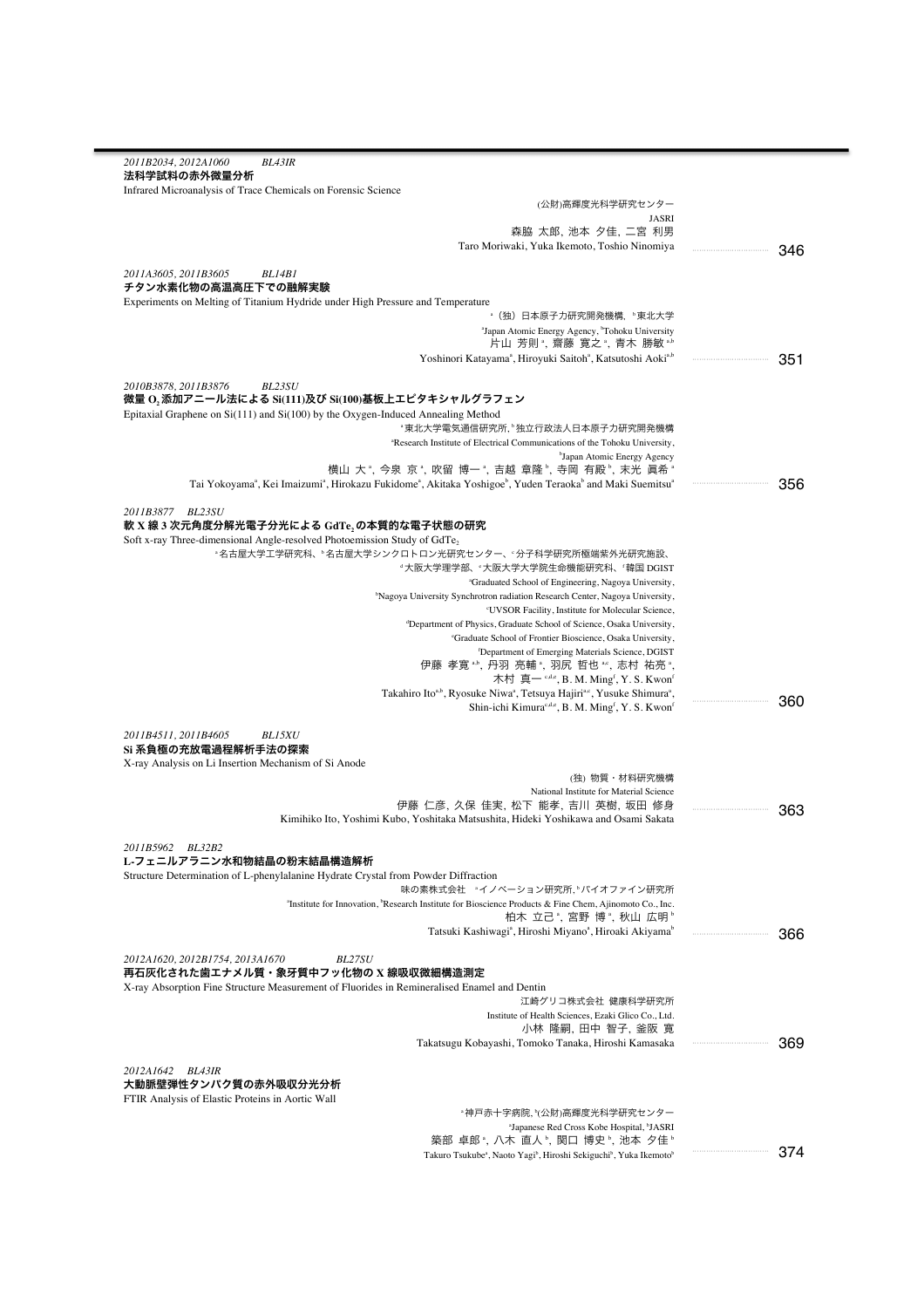2011B2034, 2012A1060 BL43IR

**法科学試料の赤外微量分析**

Infrared Microanalysis of Trace Chemicals on Forensic Science

(公財)高輝度光科学研究センター
JASRI
森脇 太郎, 池本 夕佳, 二宮 利男
Taro Moriwaki, Yuka Ikemoto, Toshio Ninomiya ……… 346

2011A3605, 2011B3605 BL14B1

**チタン水素化物の高温高圧下での融解実験**

Experiments on Melting of Titanium Hydride under High Pressure and Temperature

[a]（独）日本原子力研究開発機構, [b]東北大学
[a]Japan Atomic Energy Agency, [b]Tohoku University
片山 芳則[a], 齋藤 寛之[a], 青木 勝敏[a,b]
Yoshinori Katayama[a], Hiroyuki Saitoh[a], Katsutoshi Aoki[a,b] ……… 351

2010B3878, 2011B3876 BL23SU

**微量 $O_2$ 添加アニール法による Si(111)及び Si(100)基板上エピタキシャルグラフェン**

Epitaxial Graphene on Si(111) and Si(100) by the Oxygen-Induced Annealing Method

[a]東北大学電気通信研究所, [b]独立行政法人日本原子力研究開発機構
[a]Research Institute of Electrical Communications of the Tohoku University,
[b]Japan Atomic Energy Agency
横山 大[a], 今泉 京[a], 吹留 博一[a], 吉越 章隆[b], 寺岡 有殿[b], 末光 眞希[a]
Tai Yokoyama[a], Kei Imaizumi[a], Hirokazu Fukidome[a], Akitaka Yoshigoe[b], Yuden Teraoka[b] and Maki Suemitsu[a] ……… 356

2011B3877 BL23SU

**軟 X 線 3 次元角度分解光電子分光による $GdTe_2$ の本質的な電子状態の研究**

Soft x-ray Three-dimensional Angle-resolved Photoemission Study of $GdTe_2$

[a]名古屋大学工学研究科, [b]名古屋大学シンクロトロン光研究センター, [c]分子科学研究所極端紫外光研究施設,
[d]大阪大学理学部, [e]大阪大学大学院生命機能研究科, [f]韓国 DGIST
[a]Graduated School of Engineering, Nagoya University,
[b]Nagoya University Synchrotron radiation Research Center, Nagoya University,
[c]UVSOR Facility, Institute for Molecular Science,
[d]Department of Physics, Graduate School of Science, Osaka University,
[e]Graduate School of Frontier Bioscience, Osaka University,
[f]Department of Emerging Materials Science, DGIST
伊藤 孝寛[a,b], 丹羽 亮輔[a], 羽尻 哲也[a,c], 志村 祐亮[a],
木村 真一[c,d,e], B. M. Ming[f], Y. S. Kwon[f]
Takahiro Ito[a,b], Ryosuke Niwa[a], Tetsuya Hajiri[a,c], Yusuke Shimura[a],
Shin-ichi Kimura[c,d,e], B. M. Ming[f], Y. S. Kwon[f] ……… 360

2011B4511, 2011B4605 BL15XU

**Si 系負極の充放電過程解析手法の探索**

X-ray Analysis on Li Insertion Mechanism of Si Anode

(独) 物質・材料研究機構
National Institute for Material Science
伊藤 仁彦, 久保 佳実, 松下 能孝, 吉川 英樹, 坂田 修身
Kimihiko Ito, Yoshimi Kubo, Yoshitaka Matsushita, Hideki Yoshikawa and Osami Sakata ……… 363

2011B5962 BL32B2

**L-フェニルアラニン水和物結晶の粉末結晶構造解析**

Structure Determination of L-phenylalanine Hydrate Crystal from Powder Diffraction

味の素株式会社 [a]イノベーション研究所, [b]バイオファイン研究所
[a]Institute for Innovation, [b]Research Institute for Bioscience Products & Fine Chem, Ajinomoto Co., Inc.
柏木 立己[a], 宮野 博[a], 秋山 広明[b]
Tatsuki Kashiwagi[a], Hiroshi Miyano[a], Hiroaki Akiyama[b] ……… 366

2012A1620, 2012B1754, 2013A1670 BL27SU

**再石灰化された歯エナメル質・象牙質中フッ化物の X 線吸収微細構造測定**

X-ray Absorption Fine Structure Measurement of Fluorides in Remineralised Enamel and Dentin

江崎グリコ株式会社 健康科学研究所
Institute of Health Sciences, Ezaki Glico Co., Ltd.
小林 隆嗣, 田中 智子, 釜阪 寛
Takatsugu Kobayashi, Tomoko Tanaka, Hiroshi Kamasaka ……… 369

2012A1642 BL43IR

**大動脈壁弾性タンパク質の赤外吸収分光分析**

FTIR Analysis of Elastic Proteins in Aortic Wall

[a]神戸赤十字病院, [b](公財)高輝度光科学研究センター
[a]Japanese Red Cross Kobe Hospital, [b]JASRI
築部 卓郎[a], 八木 直人[b], 関口 博史[b], 池本 夕佳[b]
Takuro Tsukube[a], Naoto Yagi[b], Hiroshi Sekiguchi[b], Yuka Ikemoto[b] ……… 374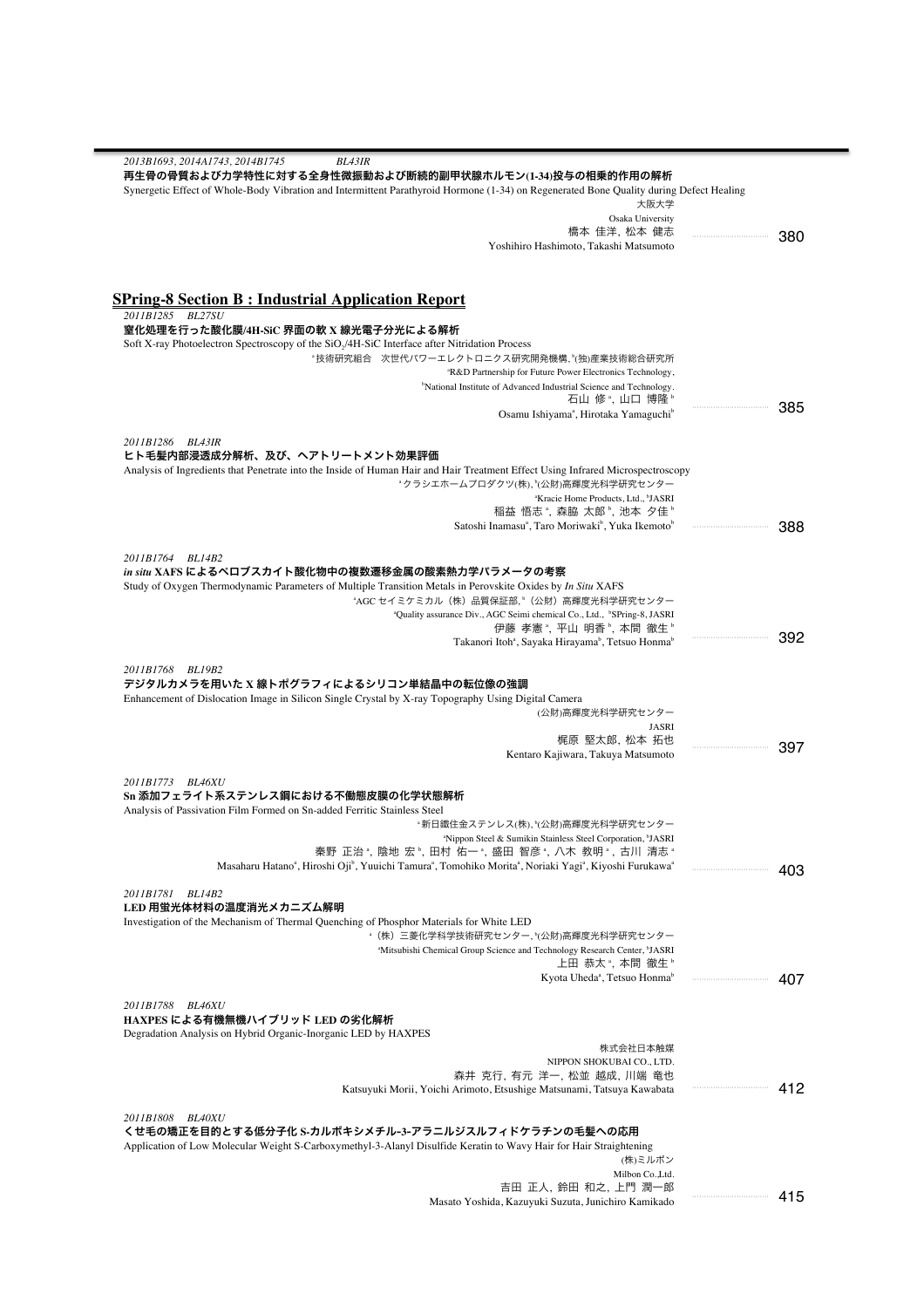*2013B1693, 2014A1743, 2014B1745 BL43IR*

**再生骨の骨質および力学特性に対する全身性微振動および断続的副甲状腺ホルモン(1-34)投与の相乗的作用の解析**

Synergetic Effect of Whole-Body Vibration and Intermittent Parathyroid Hormone (1-34) on Regenerated Bone Quality during Defect Healing

大阪大学
Osaka University
橋本 佳洋, 松本 健志
Yoshihiro Hashimoto, Takashi Matsumoto ..... 380

## SPring-8 Section B : Industrial Application Report

*2011B1285 BL27SU*

**窒化処理を行った酸化膜/4H-SiC 界面の軟 X 線光電子分光による解析**

Soft X-ray Photoelectron Spectroscopy of the $SiO_2$/4H-SiC Interface after Nitridation Process

[a]技術研究組合 次世代パワーエレクトロニクス研究開発機構, [b](独)産業技術総合研究所
[a]R&D Partnership for Future Power Electronics Technology,
[b]National Institute of Advanced Industrial Science and Technology.
石山 修[a], 山口 博隆[b]
Osamu Ishiyama[a], Hirotaka Yamaguchi[b] ..... 385

*2011B1286 BL43IR*

**ヒト毛髪内部浸透成分解析、及び、ヘアトリートメント効果評価**

Analysis of Ingredients that Penetrate into the Inside of Human Hair and Hair Treatment Effect Using Infrared Microspectroscopy

[a]クラシエホームプロダクツ(株), [b](公財)高輝度光科学研究センター
[a]Kracie Home Products, Ltd., [b]JASRI
稲益 悟志[a], 森脇 太郎[b], 池本 夕佳[b]
Satoshi Inamasu[a], Taro Moriwaki[b], Yuka Ikemoto[b] ..... 388

*2011B1764 BL14B2*

***in situ* XAFS によるペロブスカイト酸化物中の複数遷移金属の酸素熱力学パラメータの考察**

Study of Oxygen Thermodynamic Parameters of Multiple Transition Metals in Perovskite Oxides by *In Situ* XAFS

[a]AGC セイミケミカル（株）品質保証部, [b]（公財）高輝度光科学研究センター
[a]Quality assurance Div., AGC Seimi chemical Co., Ltd., [b]SPring-8, JASRI
伊藤 孝憲[a], 平山 明香[b], 本間 徹生[b]
Takanori Itoh[a], Sayaka Hirayama[b], Tetsuo Honma[b] ..... 392

*2011B1768 BL19B2*

**デジタルカメラを用いた X 線トポグラフィによるシリコン単結晶中の転位像の強調**

Enhancement of Dislocation Image in Silicon Single Crystal by X-ray Topography Using Digital Camera

(公財)高輝度光科学研究センター
JASRI
梶原 堅太郎, 松本 拓也
Kentaro Kajiwara, Takuya Matsumoto ..... 397

*2011B1773 BL46XU*

**Sn 添加フェライト系ステンレス鋼における不働態皮膜の化学状態解析**

Analysis of Passivation Film Formed on Sn-added Ferritic Stainless Steel

[a]新日鐵住金ステンレス(株), [b](公財)高輝度光科学研究センター
[a]Nippon Steel & Sumikin Stainless Steel Corporation, [b]JASRI
秦野 正治[a], 陰地 宏[b], 田村 佑一[a], 盛田 智彦[a], 八木 教明[a], 古川 清志[a]
Masaharu Hatano[a], Hiroshi Oji[b], Yuuichi Tamura[a], Tomohiko Morita[a], Noriaki Yagi[a], Kiyoshi Furukawa[a] ..... 403

*2011B1781 BL14B2*

**LED 用蛍光体材料の温度消光メカニズム解明**

Investigation of the Mechanism of Thermal Quenching of Phosphor Materials for White LED

[a]（株）三菱化学科学技術研究センター, [b](公財)高輝度光科学研究センター
[a]Mitsubishi Chemical Group Science and Technology Research Center, [b]JASRI
上田 恭太[a], 本間 徹生[b]
Kyota Uheda[a], Tetsuo Honma[b] ..... 407

*2011B1788 BL46XU*

**HAXPES による有機無機ハイブリッド LED の劣化解析**

Degradation Analysis on Hybrid Organic-Inorganic LED by HAXPES

株式会社日本触媒
NIPPON SHOKUBAI CO., LTD.
森井 克行, 有元 洋一, 松並 越成, 川端 竜也
Katsuyuki Morii, Yoichi Arimoto, Etsushige Matsunami, Tatsuya Kawabata ..... 412

*2011B1808 BL40XU*

**くせ毛の矯正を目的とする低分子化 S-カルボキシメチル-3-アラニルジスルフィドケラチンの毛髪への応用**

Application of Low Molecular Weight S-Carboxymethyl-3-Alanyl Disulfide Keratin to Wavy Hair for Hair Straightening

(株)ミルボン
Milbon Co.,Ltd.
吉田 正人, 鈴田 和之, 上門 潤一郎
Masato Yoshida, Kazuyuki Suzuta, Junichiro Kamikado ..... 415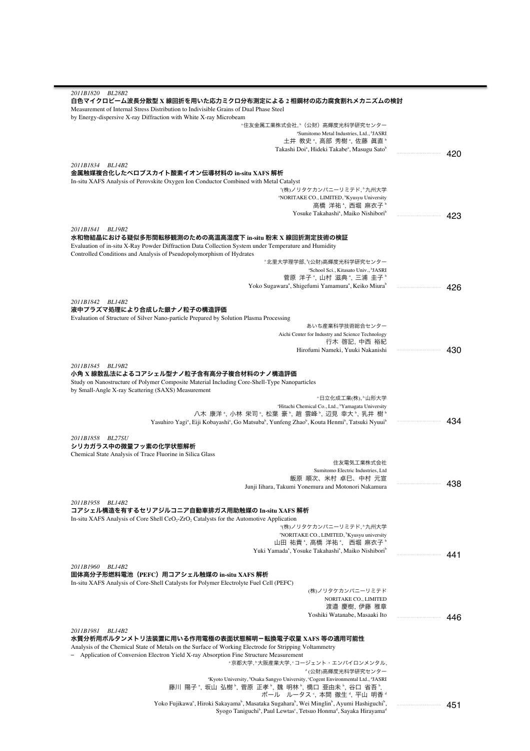*2011B1820　BL28B2*

**白色マイクロビーム波長分散型 X 線回折を用いた応力ミクロ分布測定による 2 相鋼材の応力腐食割れメカニズムの検討**

Measurement of Internal Stress Distribution to Indivisible Grains of Dual Phase Steel by Energy-dispersive X-ray Diffraction with White X-ray Microbeam

[a]住友金属工業株式会社, [b]（公財）高輝度光科学研究センター
[a]Sumitomo Metal Industries, Ltd., [b]JASRI
土井 教史[a], 高部 秀樹[a], 佐藤 眞直[b]
Takashi Doi[a], Hideki Takabe[a], Masugu Sato[b] ……… 420

*2011B1834　BL14B2*

**金属触媒複合化したペロブスカイト酸素イオン伝導材料の in-situ XAFS 解析**

In-situ XAFS Analysis of Perovskite Oxygen Ion Conductor Combined with Metal Catalyst

[a](株)ノリタケカンパニーリミテド, [b]九州大学
[a]NORITAKE CO., LIMITED, [b]Kyusyu University
高橋 洋祐[a], 西堀 麻衣子[b]
Yosuke Takahashi[a], Maiko Nishibori[b] ……… 423

*2011B1841　BL19B2*

**水和物結晶における疑似多形間転移観測のための高温高湿度下 in-situ 粉末 X 線回折測定技術の検証**

Evaluation of in-situ X-Ray Powder Diffraction Data Collection System under Temperature and Humidity Controlled Conditions and Analysis of Pseudopolymorphism of Hydrates

[a]北里大学理学部, [b](公財)高輝度光科学研究センター
[a]School Sci., Kitasato Univ., [b]JASRI
菅原 洋子[a], 山村 滋典[a], 三浦 圭子[b]
Yoko Sugawara[a], Shigefumi Yamamura[a], Keiko Miura[b] ……… 426

*2011B1842　BL14B2*

**液中プラズマ処理により合成した銀ナノ粒子の構造評価**

Evaluation of Structure of Silver Nano-particle Prepared by Solution Plasma Processing

あいち産業科学技術総合センター
Aichi Center for Industry and Science Technology
行木 啓記, 中西 裕紀
Hirofumi Nameki, Yuuki Nakanishi ……… 430

*2011B1845　BL19B2*

**小角 X 線散乱法によるコアシェル型ナノ粒子含有高分子複合材料のナノ構造評価**

Study on Nanostructure of Polymer Composite Material Including Core-Shell-Type Nanoparticles by Small-Angle X-ray Scattering (SAXS) Measurement

[a]日立化成工業(株), [b]山形大学
[a]Hitachi Chemical Co., Ltd., [b]Yamagata University
八木 康洋[a], 小林 栄司[a], 松葉 豪[b], 趙 雲峰[b], 辺見 幸大[b], 乳井 樹[b]
Yasuhiro Yagi[a], Eiji Kobayashi[a], Go Matsuba[b], Yunfeng Zhao[b], Kouta Henmi[b], Tatsuki Nyuui[b] ……… 434

*2011B1858　BL27SU*

**シリカガラス中の微量フッ素の化学状態解析**

Chemical State Analysis of Trace Fluorine in Silica Glass

住友電気工業株式会社
Sumitomo Electric Industries, Ltd
飯原 順次、米村 卓巳、中村 元宣
Junji Iihara, Takumi Yonemura and Motonori Nakamura ……… 438

*2011B1958　BL14B2*

**コアシェル構造を有するセリアジルコニア自動車排ガス用助触媒の In-situ XAFS 解析**

In-situ XAFS Analysis of Core Shell $CeO_2$-$ZrO_2$ Catalysts for the Automotive Application

[a](株)ノリタケカンパニーリミテド, [b]九州大学
[a]NORITAKE CO., LIMITED, [b]Kyusyu university
山田 祐貴[a], 高橋 洋祐[a], 西堀 麻衣子[b]
Yuki Yamada[a], Yosuke Takahashi[a], Maiko Nishibori[b] ……… 441

*2011B1960　BL14B2*

**固体高分子形燃料電池（PEFC）用コアシェル触媒の in-situ XAFS 解析**

In-situ XAFS Analysis of Core-Shell Catalysts for Polymer Electrolyte Fuel Cell (PEFC)

(株)ノリタケカンパニーリミテド
NORITAKE CO., LIMITED
渡邉 慶樹, 伊藤 雅章
Yoshiki Watanabe, Masaaki Ito ……… 446

*2011B1981　BL14B2*

**水質分析用ボルタンメトリ法装置に用いる作用電極の表面状態解明－転換電子収量 XAFS 等の適用可能性**

Analysis of the Chemical State of Metals on the Surface of Working Electrode for Stripping Voltammetry
– Application of Conversion Electron Yield X-ray Absorption Fine Structure Measurement

[a]京都大学, [b]大阪産業大学, [c]コージェント・エンバイロンメンタル, [d](公財)高輝度光科学研究センター
[a]Kyoto University, [b]Osaka Sangyo University, [c]Cogent Environmental Ltd., [d]JASRI
藤川 陽子[a], 坂山 弘樹[b], 菅原 正孝[b], 魏 明林[b], 橋口 亜由未[b], 谷口 省吾[b], ポール　ルータス[c], 本間 徹生[d], 平山 明香[d]
Yoko Fujikawa[a], Hiroki Sakayama[b], Masataka Sugahara[b], Wei Minglin[b], Ayumi Hashiguchi[b], Syogo Taniguchi[b], Paul Lewtas[c], Tetsuo Honma[d], Sayaka Hirayama[d] ……… 451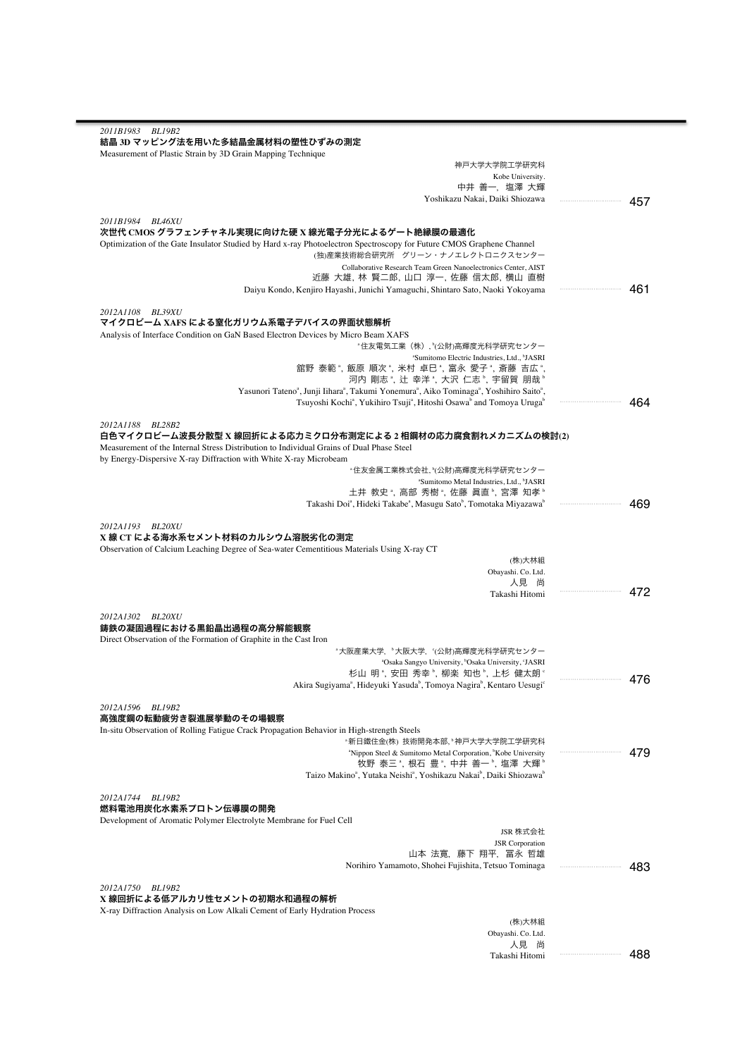*2011B1983 BL19B2*

**結晶 3D マッピング法を用いた多結晶金属材料の塑性ひずみの測定**

Measurement of Plastic Strain by 3D Grain Mapping Technique

神戸大学大学院工学研究科
Kobe University.
中井 善一, 塩澤 大輝
Yoshikazu Nakai, Daiki Shiozawa ..................... 457

*2011B1984 BL46XU*

**次世代 CMOS グラフェンチャネル実現に向けた硬 X 線光電子分光によるゲート絶縁膜の最適化**

Optimization of the Gate Insulator Studied by Hard x-ray Photoelectron Spectroscopy for Future CMOS Graphene Channel

(独)産業技術総合研究所 グリーン・ナノエレクトロニクスセンター
Collaborative Research Team Green Nanoelectronics Center, AIST
近藤 大雄, 林 賢二郎, 山口 淳一, 佐藤 信太郎, 横山 直樹
Daiyu Kondo, Kenjiro Hayashi, Junichi Yamaguchi, Shintaro Sato, Naoki Yokoyama ..................... 461

*2012A1108 BL39XU*

**マイクロビーム XAFS による窒化ガリウム系電子デバイスの界面状態解析**

Analysis of Interface Condition on GaN Based Electron Devices by Micro Beam XAFS

[a]住友電気工業（株）, [b](公財)高輝度光科学研究センター
[a]Sumitomo Electric Industries, Ltd., [b]JASRI
舘野 泰範[a], 飯原 順次[a], 米村 卓巳[a], 富永 愛子[a], 斎藤 吉広[a],
河内 剛志[a], 辻 幸洋[a], 大沢 仁志[b], 宇留賀 朋哉[b]
Yasunori Tateno[a], Junji Iihara[a], Takumi Yonemura[a], Aiko Tominaga[a], Yoshihiro Saito[a],
Tsuyoshi Kochi[a], Yukihiro Tsuji[a], Hitoshi Osawa[b] and Tomoya Uruga[b] ..................... 464

*2012A1188 BL28B2*

**白色マイクロビーム波長分散型 X 線回折による応力ミクロ分布測定による 2 相鋼材の応力腐食割れメカニズムの検討(2)**

Measurement of the Internal Stress Distribution to Individual Grains of Dual Phase Steel
by Energy-Dispersive X-ray Diffraction with White X-ray Microbeam

[a]住友金属工業株式会社, [b](公財)高輝度光科学研究センター
[a]Sumitomo Metal Industries, Ltd., [b]JASRI
土井 教史[a], 高部 秀樹[a], 佐藤 眞直[b], 宮澤 知孝[b]
Takashi Doi[a], Hideki Takabe[a], Masugu Sato[b], Tomotaka Miyazawa[b] ..................... 469

*2012A1193 BL20XU*

**X 線 CT による海水系セメント材料のカルシウム溶脱劣化の測定**

Observation of Calcium Leaching Degree of Sea-water Cementitious Materials Using X-ray CT

(株)大林組
Obayashi. Co. Ltd.
人見 尚
Takashi Hitomi ..................... 472

*2012A1302 BL20XU*

**鋳鉄の凝固過程における黒鉛晶出過程の高分解能観察**

Direct Observation of the Formation of Graphite in the Cast Iron

[a]大阪産業大学, [b]大阪大学, [c](公財)高輝度光科学研究センター
[a]Osaka Sangyo University, [b]Osaka University, [c]JASRI
杉山 明[a], 安田 秀幸[b], 柳楽 知也[b], 上杉 健太朗[c]
Akira Sugiyama[a], Hideyuki Yasuda[b], Tomoya Nagira[b], Kentaro Uesugi[c] ..................... 476

*2012A1596 BL19B2*

**高強度鋼の転動疲労き裂進展挙動のその場観察**

In-situ Observation of Rolling Fatigue Crack Propagation Behavior in High-strength Steels

[a]新日鐵住金(株) 技術開発本部, [b]神戸大学大学院工学研究科
[a]Nippon Steel & Sumitomo Metal Corporation, [b]Kobe University
牧野 泰三[a], 根石 豊[a], 中井 善一[b], 塩澤 大輝[b]
Taizo Makino[a], Yutaka Neishi[a], Yoshikazu Nakai[b], Daiki Shiozawa[b] ..................... 479

*2012A1744 BL19B2*

**燃料電池用炭化水素系プロトン伝導膜の開発**

Development of Aromatic Polymer Electrolyte Membrane for Fuel Cell

JSR 株式会社
JSR Corporation
山本 法寛, 藤下 翔平, 冨永 哲雄
Norihiro Yamamoto, Shohei Fujishita, Tetsuo Tominaga ..................... 483

*2012A1750 BL19B2*

**X 線回折による低アルカリ性セメントの初期水和過程の解析**

X-ray Diffraction Analysis on Low Alkali Cement of Early Hydration Process

(株)大林組
Obayashi. Co. Ltd.
人見 尚
Takashi Hitomi ..................... 488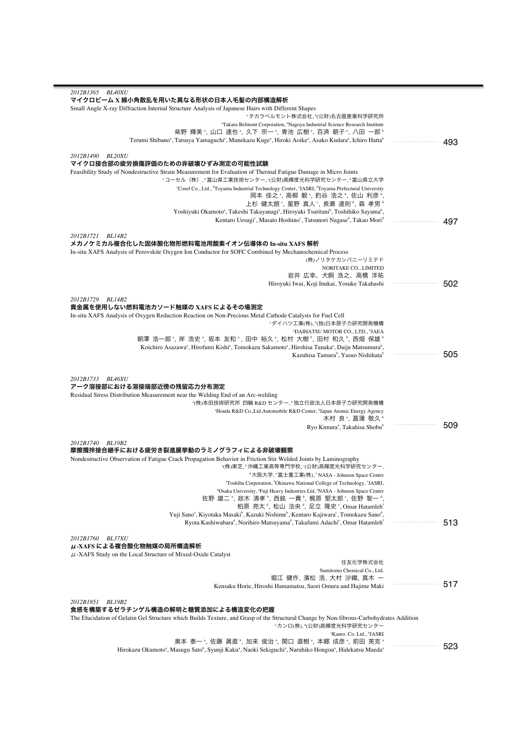*2012B1365　BL40XU*

**マイクロビーム X 線小角散乱を用いた異なる形状の日本人毛髪の内部構造解析**

Small Angle X-ray Diffraction Internal Structure Analysis of Japanese Hairs with Different Shapes

[a]タカラベルモント株式会社, [b](公財)名古屋産業科学研究所

[a]Takara Belmont Corporation, [b]Nagoya Industrial Science Research Institute

柴野 輝美[a], 山口 達也[a], 久下 宗一[a], 青池 広樹[a], 百済 朝子[a], 八田 一郎[b]

Terumi Shibano[a], Tatsuya Yamaguchi[a], Munekazu Kuge[a], Hiroki Aoike[a], Asako Kudara[a], Ichiro Hatta[b] …… 493

*2012B1490　BL20XU*

**マイクロ接合部の疲労損傷評価のための非破壊ひずみ測定の可能性試験**

Feasibility Study of Nondestructive Strain Measurement for Evaluation of Thermal Fatigue Damage in Micro Joints

[a]コーセル（株）, [b]富山県工業技術センター, [c](公財)高輝度光科学研究センター, [d]富山県立大学

[a]Cosel Co., Ltd., [b]Toyama Industrial Technology Center, [c]JASRI, [d]Toyama Prefectural University

岡本 佳之[a], 高柳 毅[a], 釣谷 浩之[b], 佐山 利彦[b],
上杉 健太朗[c], 星野 真人[c], 長瀬 達則[d], 森 孝男[d]

Yoshiyuki Okamoto[a], Takeshi Takayanagi[a], Hiroyuki Tsuritani[b], Toshihiko Sayama[b],
Kentaro Uesugi[c], Masato Hoshino[c], Tatsunori Nagase[d], Takao Mori[d] …… 497

*2012B1721　BL14B2*

**メカノケミカル複合化した固体酸化物形燃料電池用酸素イオン伝導体の In-situ XAFS 解析**

In-situ XAFS Analysis of Perovskite Oxygen Ion Conductor for SOFC Combined by Mechanochemical Process

(株)ノリタケカンパニーリミテド

NORITAKE CO., LIMITED

岩井 広幸、犬飼 浩之、高橋 洋祐

Hiroyuki Iwai, Koji Inukai, Yosuke Takahashi …… 502

*2012B1729　BL14B2*

**貴金属を使用しない燃料電池カソード触媒の XAFS によるその場測定**

In-situ XAFS Analysis of Oxygen Reduction Reaction on Non-Precious Metal Cathode Catalysts for Fuel Cell

[a]ダイハツ工業(株), [b](独)日本原子力研究開発機構

[a]DAIHATSU MOTOR CO., LTD., [b]JAEA

朝澤 浩一郎[a], 岸 浩史[a], 坂本 友和[a], 田中 裕久[a], 松村 大樹[b], 田村 和久[b], 西畑 保雄[b]

Koichiro Asazawa[a], Hirofumi Kishi[a], Tomokazu Sakamoto[a], Hirohisa Tanaka[a], Daiju Matsumura[b],
Kazuhisa Tamura[b], Yasuo Nishihata[b] …… 505

*2012B1733　BL46XU*

**アーク溶接部における溶接端部近傍の残留応力分布測定**

Residual Stress Distribution Measurement near the Welding End of an Arc-welding

[a](株)本田技術研究所 四輪 R&D センター, [b]独立行政法人日本原子力研究開発機構

[a]Honda R&D Co.,Ltd.Automobile R&D Center, [b]Japan Atomic Energy Agency

木村 良[a], 菖蒲 敬久[b]

Ryo Kimura[a], Takahisa Shobu[b] …… 509

*2012B1740　BL19B2*

**摩擦攪拌接合継手における疲労き裂進展挙動のラミノグラフィによる非破壊観察**

Nondestructive Observation of Fatigue Crack Propagation Behavior in Friction Stir Welded Joints by Laminography

[a](株)東芝, [b]沖縄工業高等専門学校, [c](公財)高輝度光科学研究センター,
[d]大阪大学, [e]富士重工業(株), [f]NASA - Johnson Space Center

[a]Toshiba Corporation, [b]Okinawa National College of Technology, [c]JASRI,
[d]Osaka University, [e]Fuji Heavy Industries Ltd, [f]NASA - Johnson Space Center

佐野 雄二[a], 政木 清孝[b], 西銘 一貴[b], 梶原 堅太郎[c], 佐野 智一[d],
柏原 亮太[d], 松山 法央[d], 足立 隆史[e], Omar Hatamleh[f]

Yuji Sano[a], Kiyotaka Masaki[b], Kazuki Nishime[b], Kentaro Kajiwara[c], Tomokazu Sano[d],
Ryota Kashiwabara[d], Norihiro Matsuyama[d], Takafumi Adachi[e], Omar Hatamleh[f] …… 513

*2012B1760　BL37XU*

**μ-XAFS による複合酸化物触媒の局所構造解析**

μ-XAFS Study on the Local Structure of Mixed-Oxide Catalyst

住友化学株式会社

Sumitomo Chemical Co., Ltd.

堀江 健作, 濱松 浩, 大村 沙織, 真木 一

Kensaku Horie, Hiroshi Hamamatsu, Saori Omura and Hajime Maki …… 517

*2012B1851　BL19B2*

**食感を構築するゼラチンゲル構造の解明と糖質添加による構造変化の把握**

The Elucidation of Gelatin Gel Structure which Builds Texture, and Grasp of the Structural Change by Non-fibrous-Carbohydrates Addition

[a]カンロ(株), [b](公財)高輝度光科学研究センター

[a]Kanro. Co. Ltd., [b]JASRI

奥本 泰一[a], 佐藤 眞直[b], 加来 俊治[a], 関口 直樹[a], 本郷 成彦[a], 前田 英克[a]

Hirokazu Okumoto[a], Masugu Sato[b], Syunji Kaku[a], Naoki Sekiguchi[a], Naruhiko Hongou[a], Hidekatsu Maeda[a] …… 523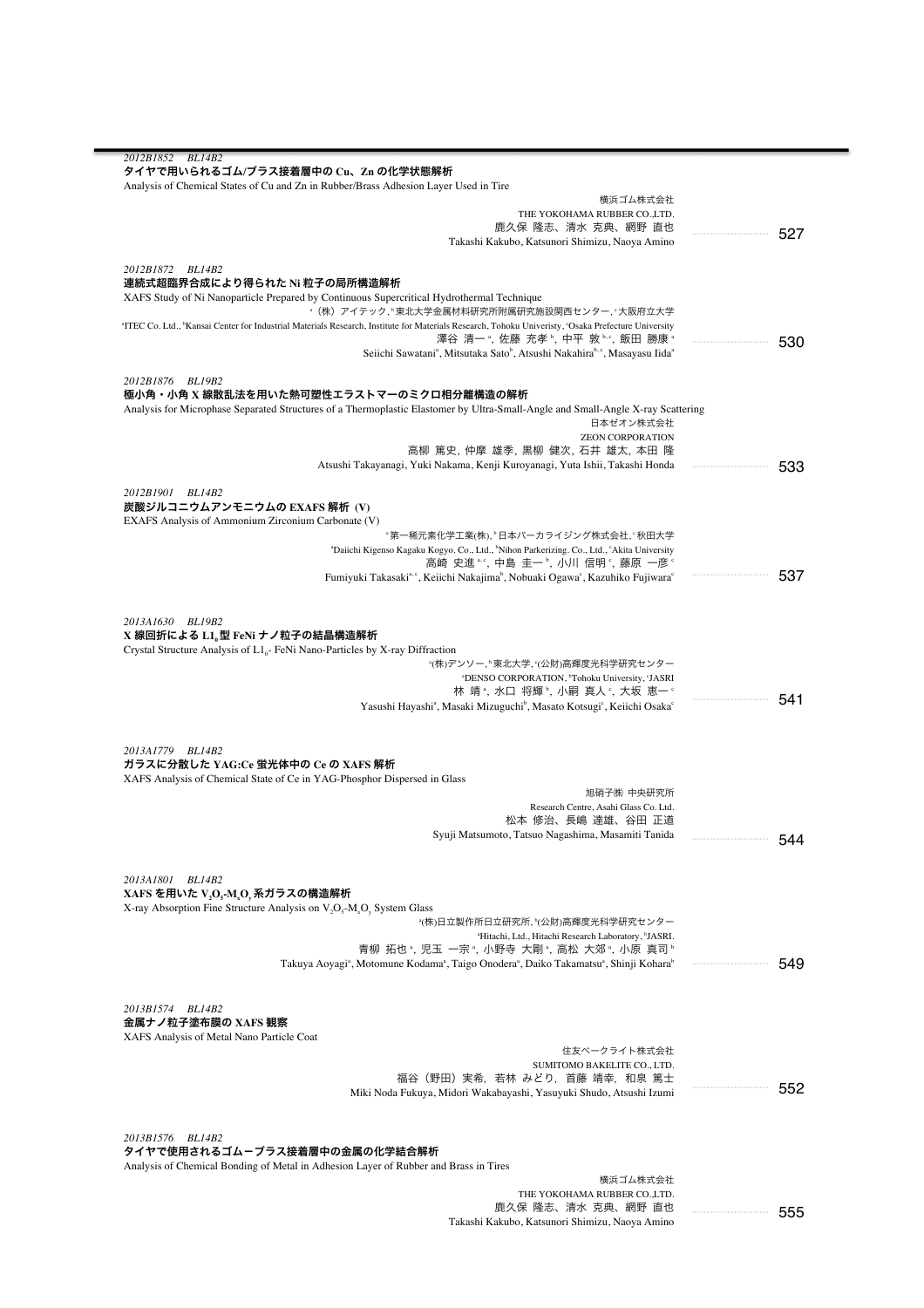*2012B1852　BL14B2*

**タイヤで用いられるゴム/ブラス接着層中の Cu、Zn の化学状態解析**

Analysis of Chemical States of Cu and Zn in Rubber/Brass Adhesion Layer Used in Tire

横浜ゴム株式会社
THE YOKOHAMA RUBBER CO.,LTD.
鹿久保 隆志、清水 克典、網野 直也
Takashi Kakubo, Katsunori Shimizu, Naoya Amino ……… 527

*2012B1872　BL14B2*

**連続式超臨界合成により得られた Ni 粒子の局所構造解析**

XAFS Study of Ni Nanoparticle Prepared by Continuous Supercritical Hydrothermal Technique

[a]（株）アイテック，[b]東北大学金属材料研究所附属研究施設関西センター，[c]大阪府立大学
[a]ITEC Co. Ltd., [b]Kansai Center for Industrial Materials Research, Institute for Materials Research, Tohoku Univeristy, [c]Osaka Prefecture University
澤谷 清一[a]，佐藤 充孝[b]，中平 敦[b,c]，飯田 勝康[a]
Seiichi Sawatani[a], Mitsutaka Sato[b], Atsushi Nakahira[b,c], Masayasu Iida[a] ……… 530

*2012B1876　BL19B2*

**極小角・小角 X 線散乱法を用いた熱可塑性エラストマーのミクロ相分離構造の解析**

Analysis for Microphase Separated Structures of a Thermoplastic Elastomer by Ultra-Small-Angle and Small-Angle X-ray Scattering

日本ゼオン株式会社
ZEON CORPORATION
高柳 篤史，仲摩 雄季，黒柳 健次，石井 雄太，本田 隆
Atsushi Takayanagi, Yuki Nakama, Kenji Kuroyanagi, Yuta Ishii, Takashi Honda ……… 533

*2012B1901　BL14B2*

**炭酸ジルコニウムアンモニウムの EXAFS 解析 (V)**

EXAFS Analysis of Ammonium Zirconium Carbonate (V)

[a]第一稀元素化学工業(株)，[b]日本パーカライジング株式会社，[c]秋田大学
[a]Daiichi Kigenso Kagaku Kogyo. Co., Ltd., [b]Nihon Parkerizing. Co., Ltd., [c]Akita University
高崎 史進[a,c]，中島 圭一[b]，小川 信明[c]，藤原 一彦[c]
Fumiyuki Takasaki[a,c], Keiichi Nakajima[b], Nobuaki Ogawa[c], Kazuhiko Fujiwara[c] ……… 537

*2013A1630　BL19B2*

**X 線回折による $L1_0$ 型 FeNi ナノ粒子の結晶構造解析**

Crystal Structure Analysis of $L1_0$- FeNi Nano-Particles by X-ray Diffraction

[a](株)デンソー，[b]東北大学，[c](公財)高輝度光科学研究センター
[a]DENSO CORPORATION, [b]Tohoku University, [c]JASRI
林 靖[a]，水口 将輝[b]，小銅 真人[c]，大坂 恵一[c]
Yasushi Hayashi[a], Masaki Mizuguchi[b], Masato Kotsugi[c], Keiichi Osaka[c] ……… 541

*2013A1779　BL14B2*

**ガラスに分散した YAG:Ce 蛍光体中の Ce の XAFS 解析**

XAFS Analysis of Chemical State of Ce in YAG-Phosphor Dispersed in Glass

旭硝子㈱ 中央研究所
Research Centre, Asahi Glass Co. Ltd.
松本 修治、長嶋 達雄、谷田 正道
Syuji Matsumoto, Tatsuo Nagashima, Masamiti Tanida ……… 544

*2013A1801　BL14B2*

**XAFS を用いた $V_2O_5$-$M_xO_y$ 系ガラスの構造解析**

X-ray Absorption Fine Structure Analysis on $V_2O_5$-$M_xO_y$ System Glass

[a](株)日立製作所日立研究所，[b](公財)高輝度光科学研究センター
[a]Hitachi, Ltd., Hitachi Research Laboratory, [b]JASRI.
青柳 拓也[a]、児玉 一宗[a]、小野寺 大剛[a]、高松 大郊[a]、小原 真司[b]
Takuya Aoyagi[a], Motomune Kodama[a], Taigo Onodera[a], Daiko Takamatsu[a], Shinji Kohara[b] ……… 549

*2013B1574　BL14B2*

**金属ナノ粒子塗布膜の XAFS 観察**

XAFS Analysis of Metal Nano Particle Coat

住友ベークライト株式会社
SUMITOMO BAKELITE CO., LTD.
福谷（野田）実希，若林 みどり，首藤 靖幸，和泉 篤士
Miki Noda Fukuya, Midori Wakabayashi, Yasuyuki Shudo, Atsushi Izumi ……… 552

*2013B1576　BL14B2*

**タイヤで使用されるゴムーブラス接着層中の金属の化学結合解析**

Analysis of Chemical Bonding of Metal in Adhesion Layer of Rubber and Brass in Tires

横浜ゴム株式会社
THE YOKOHAMA RUBBER CO.,LTD.
鹿久保 隆志、清水 克典、網野 直也
Takashi Kakubo, Katsunori Shimizu, Naoya Amino ……… 555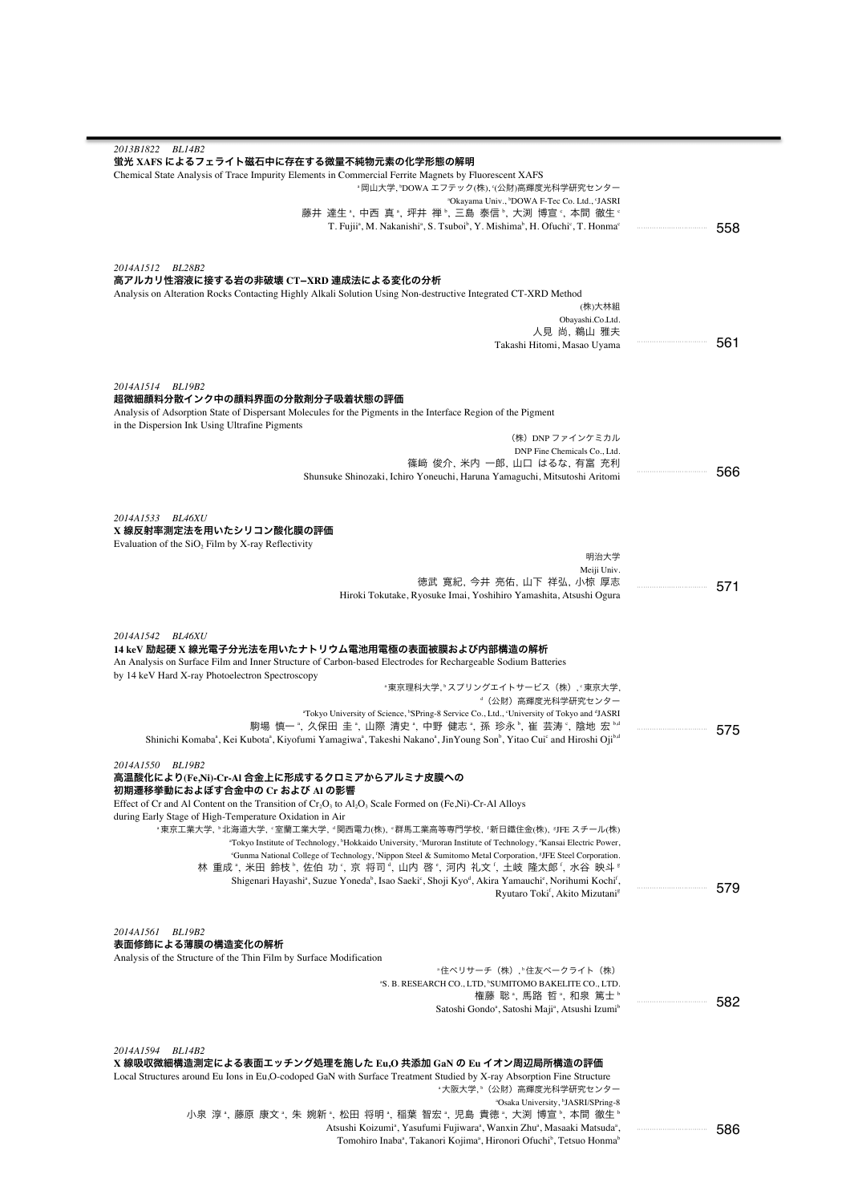*2013B1822 BL14B2*

**蛍光 XAFS によるフェライト磁石中に存在する微量不純物元素の化学形態の解明**

Chemical State Analysis of Trace Impurity Elements in Commercial Ferrite Magnets by Fluorescent XAFS

[a]岡山大学, [b]DOWA エフテック(株), [c](公財)高輝度光科学研究センター

[a]Okayama Univ., [b]DOWA F-Tec Co. Ltd., [c]JASRI

藤井 達生[a], 中西 真[a], 坪井 禅[b], 三島 泰信[b], 大渕 博宣[c], 本間 徹生[c]

T. Fujii[a], M. Nakanishi[a], S. Tsuboi[b], Y. Mishima[b], H. Ofuchi[c], T. Honma[c] ..................... 558

*2014A1512 BL28B2*

**高アルカリ性溶液に接する岩の非破壊 CT–XRD 連成法による変化の分析**

Analysis on Alteration Rocks Contacting Highly Alkali Solution Using Non-destructive Integrated CT-XRD Method

(株)大林組

Obayashi.Co.Ltd.

人見 尚, 鵜山 雅夫

Takashi Hitomi, Masao Uyama ..................... 561

*2014A1514 BL19B2*

**超微細顔料分散インク中の顔料界面の分散剤分子吸着状態の評価**

Analysis of Adsorption State of Dispersant Molecules for the Pigments in the Interface Region of the Pigment in the Dispersion Ink Using Ultrafine Pigments

（株）DNP ファインケミカル

DNP Fine Chemicals Co., Ltd.

篠﨑 俊介, 米内 一郎, 山口 はるな, 有富 充利

Shunsuke Shinozaki, Ichiro Yoneuchi, Haruna Yamaguchi, Mitsutoshi Aritomi ..................... 566

*2014A1533 BL46XU*

**X 線反射率測定法を用いたシリコン酸化膜の評価**

Evaluation of the $SiO_2$ Film by X-ray Reflectivity

明治大学

Meiji Univ.

徳武 寛紀, 今井 亮佑, 山下 祥弘, 小椋 厚志

Hiroki Tokutake, Ryosuke Imai, Yoshihiro Yamashita, Atsushi Ogura ..................... 571

*2014A1542 BL46XU*

**14 keV 励起硬 X 線光電子分光法を用いたナトリウム電池用電極の表面被膜および内部構造の解析**

An Analysis on Surface Film and Inner Structure of Carbon-based Electrodes for Rechargeable Sodium Batteries by 14 keV Hard X-ray Photoelectron Spectroscopy

[a]東京理科大学, [b]スプリングエイトサービス（株）, [c]東京大学, [d]（公財）高輝度光科学研究センター

[a]Tokyo University of Science, [b]SPring-8 Service Co., Ltd., [c]University of Tokyo and [d]JASRI

駒場 慎一[a], 久保田 圭[a], 山際 清史[a], 中野 健志[a], 孫 珍永[b], 崔 芸涛[c], 陰地 宏[b,d]

Shinichi Komaba[a], Kei Kubota[a], Kiyofumi Yamagiwa[a], Takeshi Nakano[a], JinYoung Son[b], Yitao Cui[c] and Hiroshi Oji[b,d] ..................... 575

*2014A1550 BL19B2*

**高温酸化により(Fe,Ni)-Cr-Al 合金上に形成するクロミアからアルミナ皮膜への初期遷移挙動におよぼす合金中の Cr および Al の影響**

Effect of Cr and Al Content on the Transition of $Cr_2O_3$ to $Al_2O_3$ Scale Formed on (Fe,Ni)-Cr-Al Alloys during Early Stage of High-Temperature Oxidation in Air

[a]東京工業大学, [b]北海道大学, [c]室蘭工業大学, [d]関西電力(株), [e]群馬工業高等専門学校, [f]新日鐵住金(株), [g]JFE スチール(株)

[a]Tokyo Institute of Technology, [b]Hokkaido University, [c]Muroran Institute of Technology, [d]Kansai Electric Power, [e]Gunma National College of Technology, [f]Nippon Steel & Sumitomo Metal Corporation, [g]JFE Steel Corporation.

林 重成[a], 米田 鈴枝[b], 佐伯 功[c], 京 将司[d], 山内 啓[e], 河内 礼文[f], 土岐 隆太郎[f], 水谷 映斗[g]

Shigenari Hayashi[a], Suzue Yoneda[b], Isao Saeki[c], Shoji Kyo[d], Akira Yamauchi[e], Norihumi Kochi[f], Ryutaro Toki[f], Akito Mizutani[g] ..................... 579

*2014A1561 BL19B2*

**表面修飾による薄膜の構造変化の解析**

Analysis of the Structure of the Thin Film by Surface Modification

[a]住ベリサーチ（株）, [b]住友ベークライト（株）

[a]S. B. RESEARCH CO., LTD, [b]SUMITOMO BAKELITE CO., LTD.

権藤 聡[a], 馬路 哲[a], 和泉 篤士[b]

Satoshi Gondo[a], Satoshi Maji[a], Atsushi Izumi[b] ..................... 582

*2014A1594 BL14B2*

**X 線吸収微細構造測定による表面エッチング処理を施した Eu,O 共添加 GaN の Eu イオン周辺局所構造の評価**

Local Structures around Eu Ions in Eu,O-codoped GaN with Surface Treatment Studied by X-ray Absorption Fine Structure

[a]大阪大学, [b]（公財）高輝度光科学研究センター

[a]Osaka University, [b]JASRI/SPring-8

小泉 淳[a], 藤原 康文[a], 朱 婉新[a], 松田 将明[a], 稲葉 智宏[a], 児島 貴徳[a], 大渕 博宣[b], 本間 徹生[b]

Atsushi Koizumi[a], Yasufumi Fujiwara[a], Wanxin Zhu[a], Masaaki Matsuda[a], Tomohiro Inaba[a], Takanori Kojima[a], Hironori Ofuchi[b], Tetsuo Honma[b] ..................... 586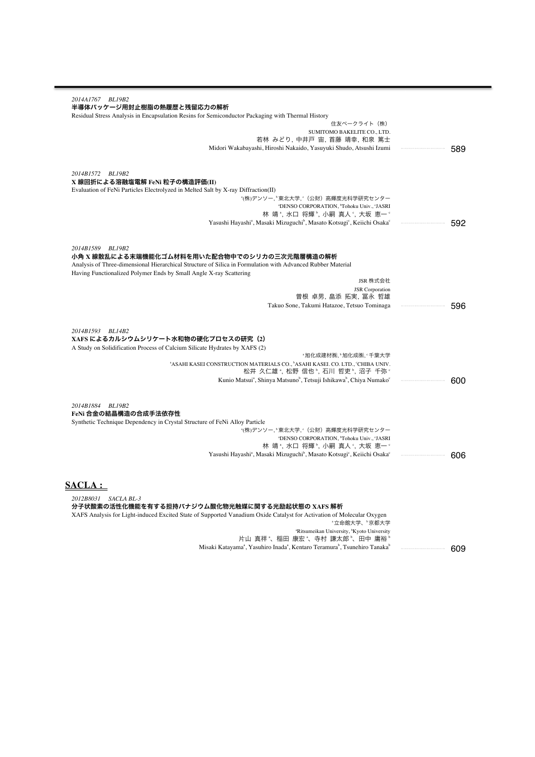*2014A1767　BL19B2*
**半導体パッケージ用封止樹脂の熱履歴と残留応力の解析**
Residual Stress Analysis in Encapsulation Resins for Semiconductor Packaging with Thermal History
住友ベークライト（株）
SUMITOMO BAKELITE CO., LTD.
若林 みどり, 中井戸 宙, 首藤 靖幸, 和泉 篤士
Midori Wakabayashi, Hiroshi Nakaido, Yasuyuki Shudo, Atsushi Izumi ……… 589

*2014B1572　BL19B2*
**X 線回折による溶融塩電解 FeNi 粒子の構造評価(II)**
Evaluation of FeNi Particles Electrolyzed in Melted Salt by X-ray Diffraction(II)
[a](株)デンソー, [b]東北大学, [c]（公財）高輝度光科学研究センター
[a]DENSO CORPORATION, [b]Tohoku Univ., [c]JASRI
林 靖[a], 水口 将輝[b], 小嗣 真人[c], 大坂 恵一[c]
Yasushi Hayashi[a], Masaki Mizuguchi[b], Masato Kotsugi[c], Keiichi Osaka[c] ……… 592

*2014B1589　BL19B2*
**小角 X 線散乱による末端機能化ゴム材料を用いた配合物中でのシリカの三次元階層構造の解析**
Analysis of Three-dimensional Hierarchical Structure of Silica in Formulation with Advanced Rubber Material Having Functionalized Polymer Ends by Small Angle X-ray Scattering
JSR 株式会社
JSR Corporation
曽根 卓男, 畠添 拓実, 冨永 哲雄
Takuo Sone, Takumi Hatazoe, Tetsuo Tominaga ……… 596

*2014B1593　BL14B2*
**XAFS によるカルシウムシリケート水和物の硬化プロセスの研究（2）**
A Study on Solidification Process of Calcium Silicate Hydrates by XAFS (2)
[a]旭化成建材㈱, [b]旭化成㈱, [c]千葉大学
[a]ASAHI KASEI CONSTRUCTION MATERIALS CO., [b]ASAHI KASEI. CO. LTD., [c]CHIBA UNIV.
松井 久仁雄[a], 松野 信也[b], 石川 哲吏[b], 沼子 千弥[c]
Kunio Matsui[a], Shinya Matsuno[b], Tetsuji Ishikawa[b], Chiya Numako[c] ……… 600

*2014B1884　BL19B2*
**FeNi 合金の結晶構造の合成手法依存性**
Synthetic Technique Dependency in Crystal Structure of FeNi Alloy Particle
[a](株)デンソー, [b]東北大学, [c]（公財）高輝度光科学研究センター
[a]DENSO CORPORATION, [b]Tohoku Univ., [c]JASRI
林 靖[a], 水口 将輝[b], 小嗣 真人[c], 大坂 恵一[c]
Yasushi Hayashi[a], Masaki Mizuguchi[b], Masato Kotsugi[c], Keiichi Osaka[c] ……… 606

## SACLA :

*2012B8031　SACLA BL-3*
**分子状酸素の活性化機能を有する担持バナジウム酸化物光触媒に関する光励起状態の XAFS 解析**
XAFS Analysis for Light-induced Excited State of Supported Vanadium Oxide Catalyst for Activation of Molecular Oxygen
[a]立命館大学、[b]京都大学
[a]Ritsumeikan University, [b]Kyoto University
片山 真祥[a]、稲田 康宏[a]、寺村 謙太郎[b]、田中 庸裕[b]
Misaki Katayama[a], Yasuhiro Inada[a], Kentaro Teramura[b], Tsunehiro Tanaka[b] ……… 609